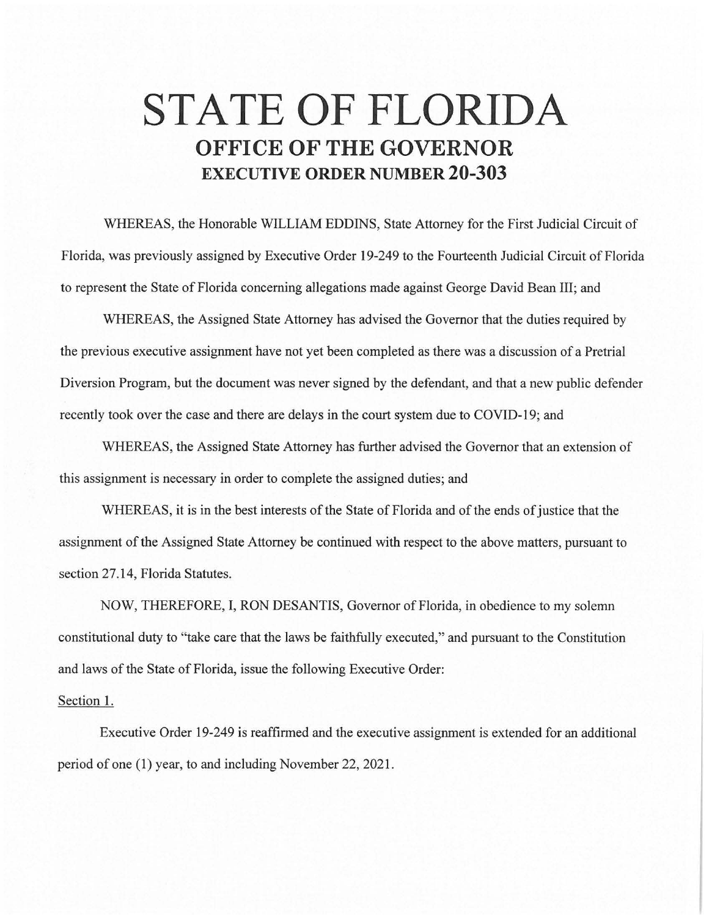# STATE OF FLORIDA

## OFFICE OF THE GOVERNOR

### EXECUTIVE ORDER NUMBER 20-303

WHEREAS, the Honorable WILLIAM EDDINS, State Attorney for the First Judicial Circuit of Florida, was previously assigned by Executive Order 19-249 to the Fourteenth Judicial Circuit of Florida to represent the State of Florida concerning allegations made against George David Bean III; and

WHEREAS, the Assigned State Attorney has advised the Governor that the duties required by the previous executive assignment have not yet been completed as there was a discussion of a Pretrial Diversion Program, but the document was never signed by the defendant, and that a new public defender recently took over the case and there are delays in the court system due to COVID-19; and

WHEREAS, the Assigned State Attorney has further advised the Governor that an extension of this assignment is necessary in order to complete the assigned duties; and

WHEREAS, it is in the best interests of the State of Florida and of the ends of justice that the assignment of the Assigned State Attorney be continued with respect to the above matters, pursuant to section 27.14, Florida Statutes.

NOW, THEREFORE, I, RON DESANTIS, Governor of Florida, in obedience to my solemn constitutional duty to "take care that the laws be faithfully executed," and pursuant to the Constitution and laws of the State of Florida, issue the following Executive Order:

Section 1.

Executive Order 19-249 is reaffirmed and the executive assignment is extended for an additional period of one (1) year, to and including November 22, 2021.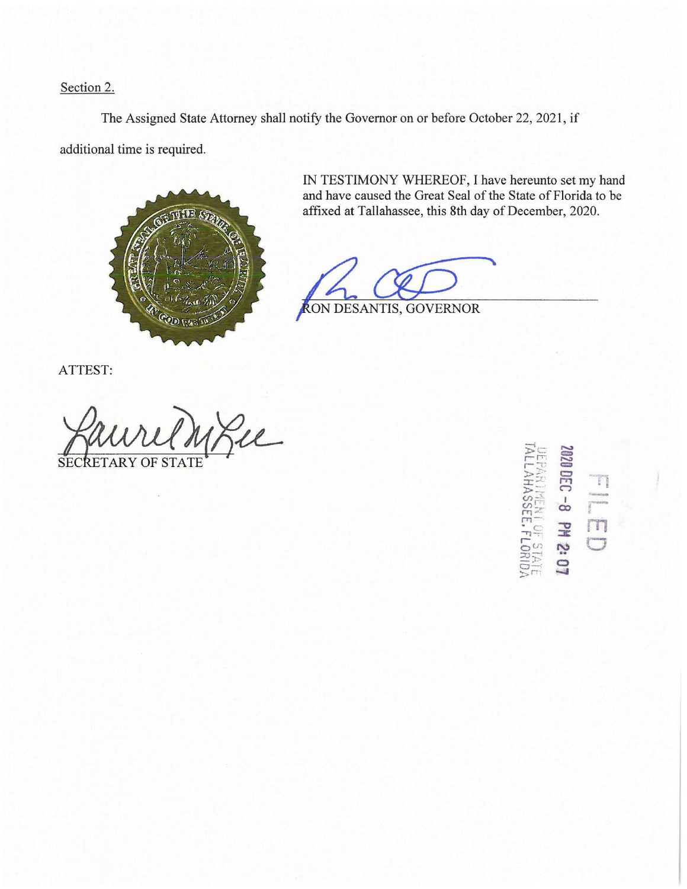Section 2.

The Assigned State Attorney shall notify the Governor on or before October 22, 2021, if additional time is required.

IN TESTIMONY WHEREOF, I have hereunto set my hand and have caused the Great Seal of the State of Florida to be affixed at Tallahassee, this 8th day of December, 2020.

RON DESANTIS, GOVERNOR

ATTEST:

SECRETARY OF STATE

FILED

2020 DEC -8 PM 2:07

DEPARTMENT OF STATE
TALLAHASSEE, FLORIDA